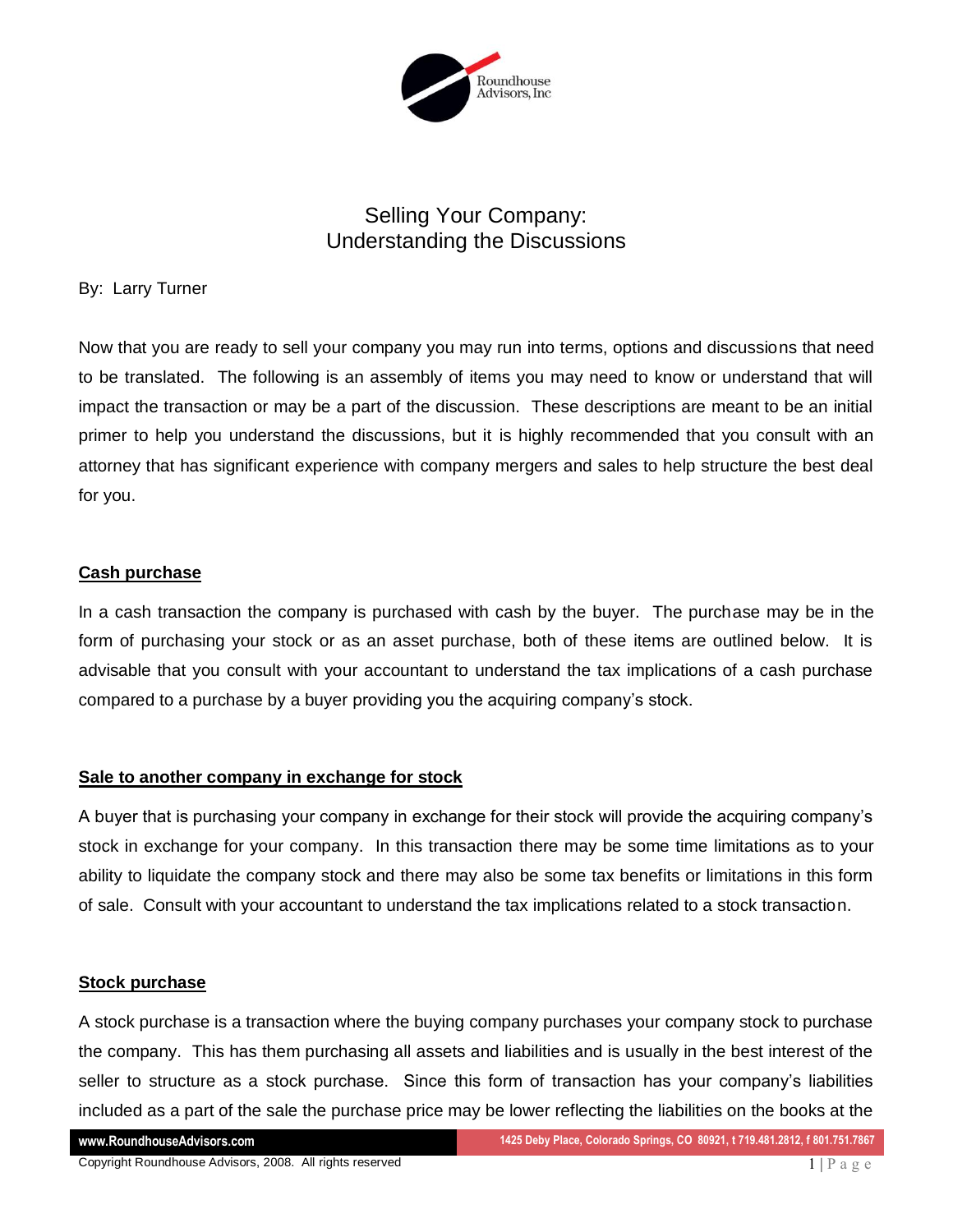Roundhouse Advisors, Inc

# Selling Your Company: Understanding the Discussions

By: Larry Turner

Now that you are ready to sell your company you may run into terms, options and discussions that need to be translated. The following is an assembly of items you may need to know or understand that will impact the transaction or may be a part of the discussion. These descriptions are meant to be an initial primer to help you understand the discussions, but it is highly recommended that you consult with an attorney that has significant experience with company mergers and sales to help structure the best deal for you.

## Cash purchase

In a cash transaction the company is purchased with cash by the buyer. The purchase may be in the form of purchasing your stock or as an asset purchase, both of these items are outlined below. It is advisable that you consult with your accountant to understand the tax implications of a cash purchase compared to a purchase by a buyer providing you the acquiring company's stock.

## Sale to another company in exchange for stock

A buyer that is purchasing your company in exchange for their stock will provide the acquiring company's stock in exchange for your company. In this transaction there may be some time limitations as to your ability to liquidate the company stock and there may also be some tax benefits or limitations in this form of sale. Consult with your accountant to understand the tax implications related to a stock transaction.

## Stock purchase

A stock purchase is a transaction where the buying company purchases your company stock to purchase the company. This has them purchasing all assets and liabilities and is usually in the best interest of the seller to structure as a stock purchase. Since this form of transaction has your company's liabilities included as a part of the sale the purchase price may be lower reflecting the liabilities on the books at the

www.RoundhouseAdvisors.com

1425 Deby Place, Colorado Springs, CO 80921, t 719.481.2812, f 801.751.7867

Copyright Roundhouse Advisors, 2008. All rights reserved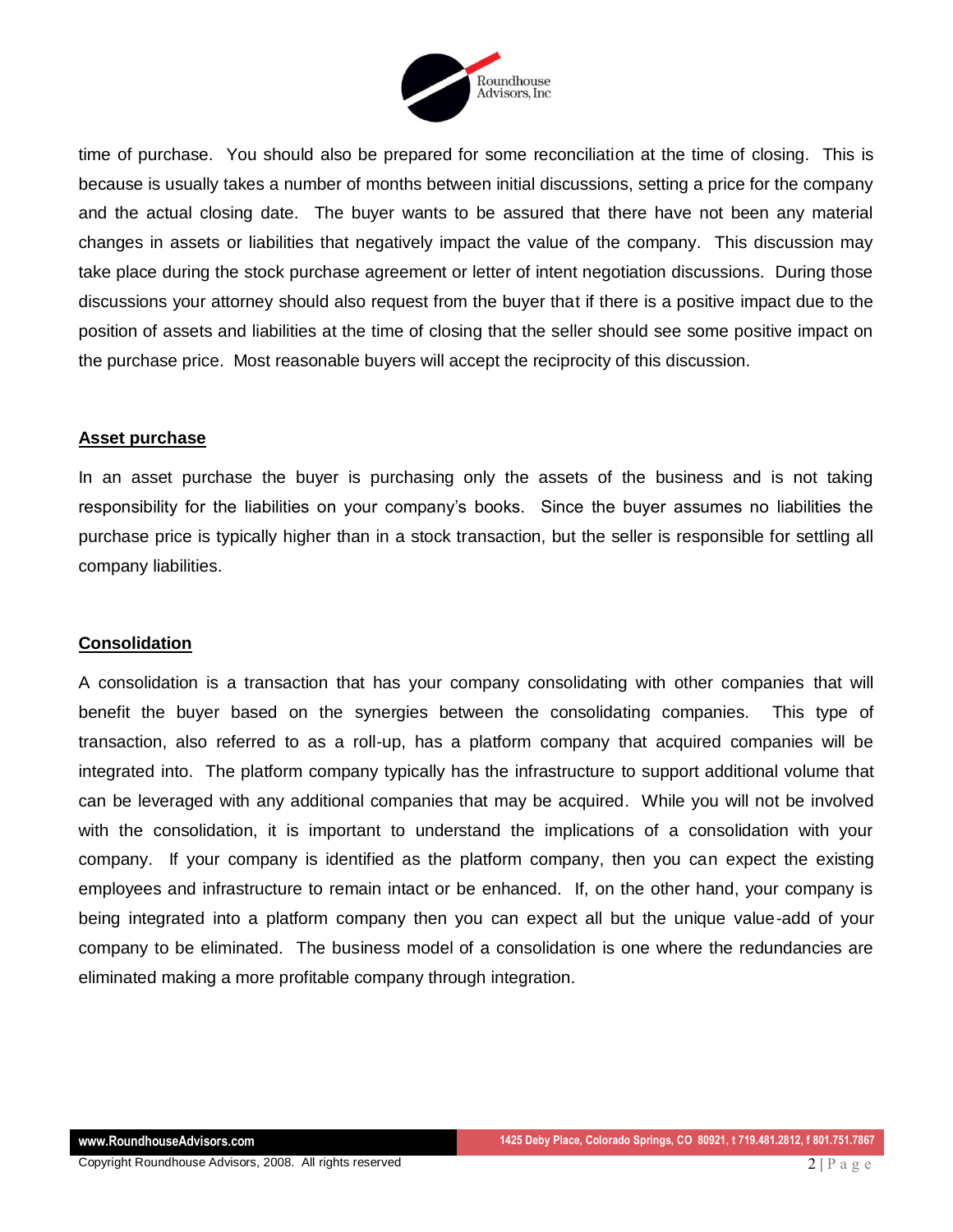time of purchase. You should also be prepared for some reconciliation at the time of closing. This is because is usually takes a number of months between initial discussions, setting a price for the company and the actual closing date. The buyer wants to be assured that there have not been any material changes in assets or liabilities that negatively impact the value of the company. This discussion may take place during the stock purchase agreement or letter of intent negotiation discussions. During those discussions your attorney should also request from the buyer that if there is a positive impact due to the position of assets and liabilities at the time of closing that the seller should see some positive impact on the purchase price. Most reasonable buyers will accept the reciprocity of this discussion.

## Asset purchase

In an asset purchase the buyer is purchasing only the assets of the business and is not taking responsibility for the liabilities on your company's books. Since the buyer assumes no liabilities the purchase price is typically higher than in a stock transaction, but the seller is responsible for settling all company liabilities.

## Consolidation

A consolidation is a transaction that has your company consolidating with other companies that will benefit the buyer based on the synergies between the consolidating companies. This type of transaction, also referred to as a roll-up, has a platform company that acquired companies will be integrated into. The platform company typically has the infrastructure to support additional volume that can be leveraged with any additional companies that may be acquired. While you will not be involved with the consolidation, it is important to understand the implications of a consolidation with your company. If your company is identified as the platform company, then you can expect the existing employees and infrastructure to remain intact or be enhanced. If, on the other hand, your company is being integrated into a platform company then you can expect all but the unique value-add of your company to be eliminated. The business model of a consolidation is one where the redundancies are eliminated making a more profitable company through integration.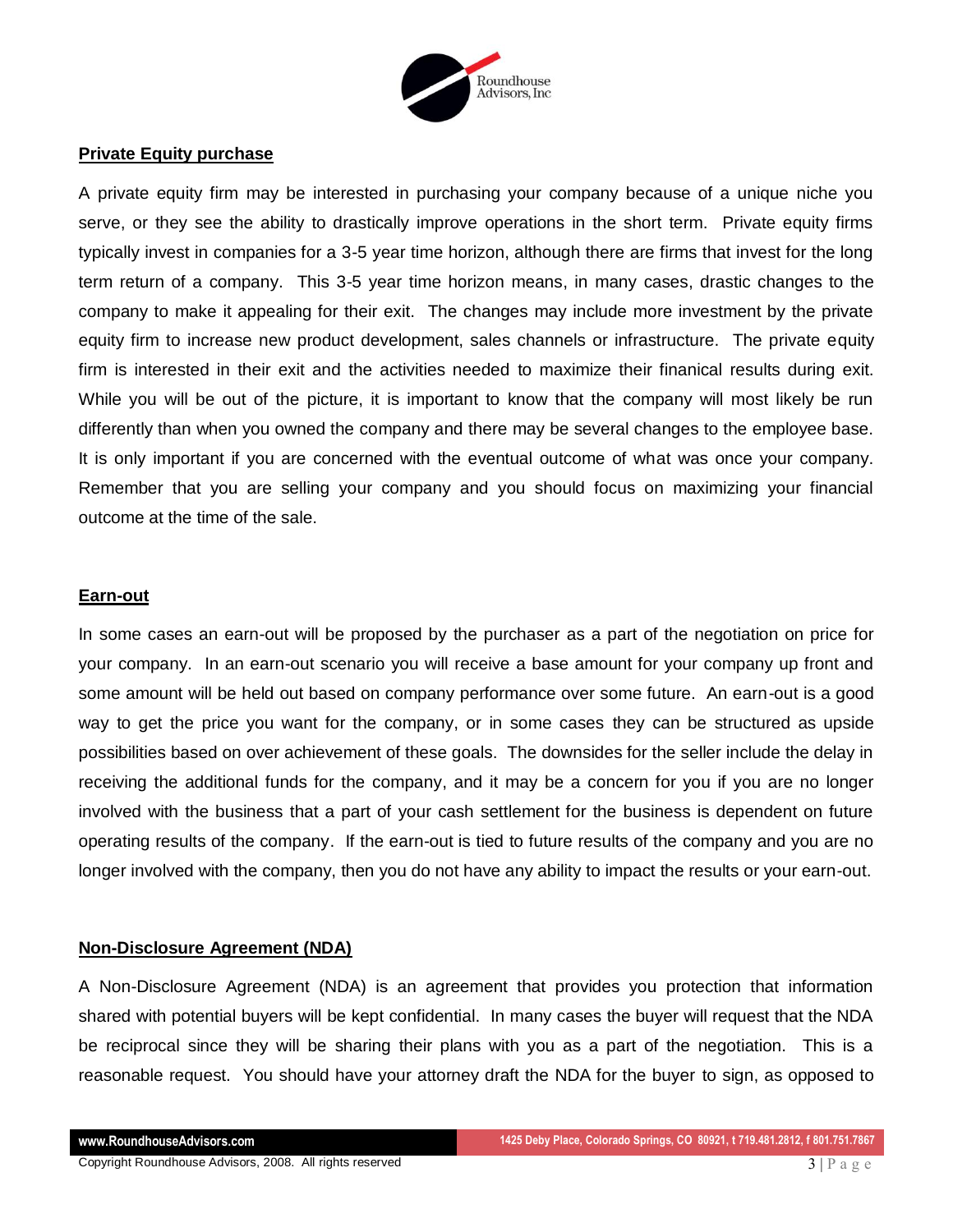## Private Equity purchase

A private equity firm may be interested in purchasing your company because of a unique niche you serve, or they see the ability to drastically improve operations in the short term. Private equity firms typically invest in companies for a 3-5 year time horizon, although there are firms that invest for the long term return of a company. This 3-5 year time horizon means, in many cases, drastic changes to the company to make it appealing for their exit. The changes may include more investment by the private equity firm to increase new product development, sales channels or infrastructure. The private equity firm is interested in their exit and the activities needed to maximize their finanical results during exit. While you will be out of the picture, it is important to know that the company will most likely be run differently than when you owned the company and there may be several changes to the employee base. It is only important if you are concerned with the eventual outcome of what was once your company. Remember that you are selling your company and you should focus on maximizing your financial outcome at the time of the sale.

## Earn-out

In some cases an earn-out will be proposed by the purchaser as a part of the negotiation on price for your company. In an earn-out scenario you will receive a base amount for your company up front and some amount will be held out based on company performance over some future. An earn-out is a good way to get the price you want for the company, or in some cases they can be structured as upside possibilities based on over achievement of these goals. The downsides for the seller include the delay in receiving the additional funds for the company, and it may be a concern for you if you are no longer involved with the business that a part of your cash settlement for the business is dependent on future operating results of the company. If the earn-out is tied to future results of the company and you are no longer involved with the company, then you do not have any ability to impact the results or your earn-out.

## Non-Disclosure Agreement (NDA)

A Non-Disclosure Agreement (NDA) is an agreement that provides you protection that information shared with potential buyers will be kept confidential. In many cases the buyer will request that the NDA be reciprocal since they will be sharing their plans with you as a part of the negotiation. This is a reasonable request. You should have your attorney draft the NDA for the buyer to sign, as opposed to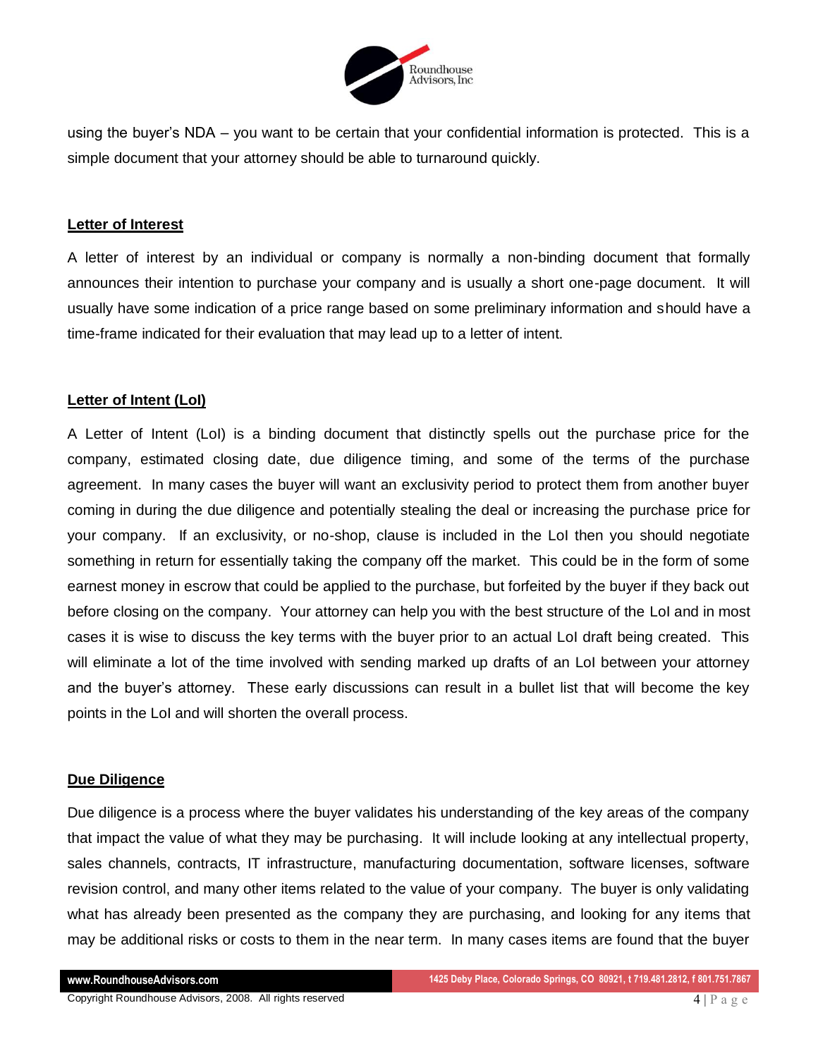using the buyer's NDA – you want to be certain that your confidential information is protected. This is a simple document that your attorney should be able to turnaround quickly.

## Letter of Interest

A letter of interest by an individual or company is normally a non-binding document that formally announces their intention to purchase your company and is usually a short one-page document. It will usually have some indication of a price range based on some preliminary information and should have a time-frame indicated for their evaluation that may lead up to a letter of intent.

## Letter of Intent (LoI)

A Letter of Intent (LoI) is a binding document that distinctly spells out the purchase price for the company, estimated closing date, due diligence timing, and some of the terms of the purchase agreement. In many cases the buyer will want an exclusivity period to protect them from another buyer coming in during the due diligence and potentially stealing the deal or increasing the purchase price for your company. If an exclusivity, or no-shop, clause is included in the LoI then you should negotiate something in return for essentially taking the company off the market. This could be in the form of some earnest money in escrow that could be applied to the purchase, but forfeited by the buyer if they back out before closing on the company. Your attorney can help you with the best structure of the LoI and in most cases it is wise to discuss the key terms with the buyer prior to an actual LoI draft being created. This will eliminate a lot of the time involved with sending marked up drafts of an LoI between your attorney and the buyer's attorney. These early discussions can result in a bullet list that will become the key points in the LoI and will shorten the overall process.

## Due Diligence

Due diligence is a process where the buyer validates his understanding of the key areas of the company that impact the value of what they may be purchasing. It will include looking at any intellectual property, sales channels, contracts, IT infrastructure, manufacturing documentation, software licenses, software revision control, and many other items related to the value of your company. The buyer is only validating what has already been presented as the company they are purchasing, and looking for any items that may be additional risks or costs to them in the near term. In many cases items are found that the buyer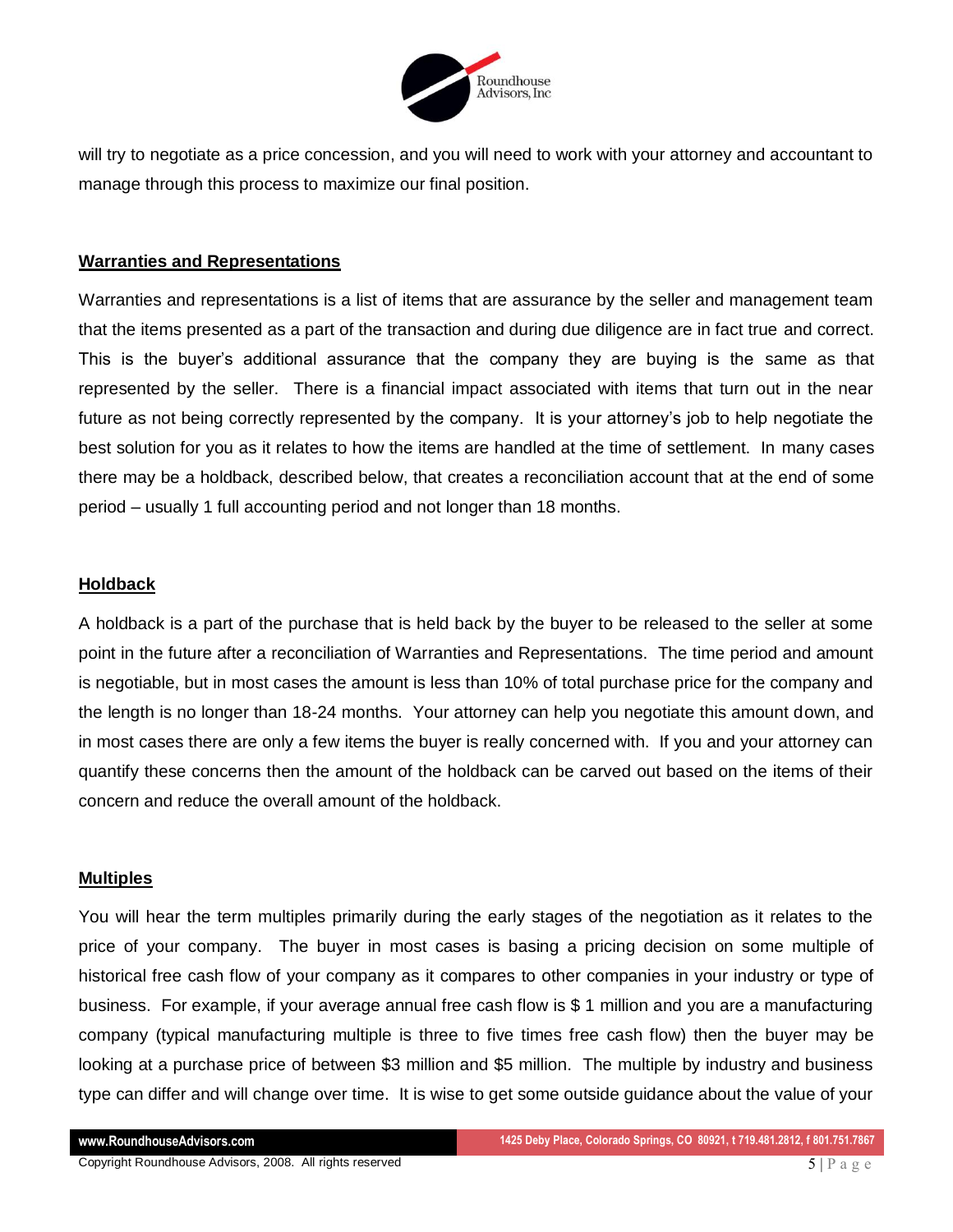will try to negotiate as a price concession, and you will need to work with your attorney and accountant to manage through this process to maximize our final position.

**Warranties and Representations**

Warranties and representations is a list of items that are assurance by the seller and management team that the items presented as a part of the transaction and during due diligence are in fact true and correct. This is the buyer's additional assurance that the company they are buying is the same as that represented by the seller. There is a financial impact associated with items that turn out in the near future as not being correctly represented by the company. It is your attorney's job to help negotiate the best solution for you as it relates to how the items are handled at the time of settlement. In many cases there may be a holdback, described below, that creates a reconciliation account that at the end of some period – usually 1 full accounting period and not longer than 18 months.

**Holdback**

A holdback is a part of the purchase that is held back by the buyer to be released to the seller at some point in the future after a reconciliation of Warranties and Representations. The time period and amount is negotiable, but in most cases the amount is less than 10% of total purchase price for the company and the length is no longer than 18-24 months. Your attorney can help you negotiate this amount down, and in most cases there are only a few items the buyer is really concerned with. If you and your attorney can quantify these concerns then the amount of the holdback can be carved out based on the items of their concern and reduce the overall amount of the holdback.

**Multiples**

You will hear the term multiples primarily during the early stages of the negotiation as it relates to the price of your company. The buyer in most cases is basing a pricing decision on some multiple of historical free cash flow of your company as it compares to other companies in your industry or type of business. For example, if your average annual free cash flow is $ 1 million and you are a manufacturing company (typical manufacturing multiple is three to five times free cash flow) then the buyer may be looking at a purchase price of between $3 million and $5 million. The multiple by industry and business type can differ and will change over time. It is wise to get some outside guidance about the value of your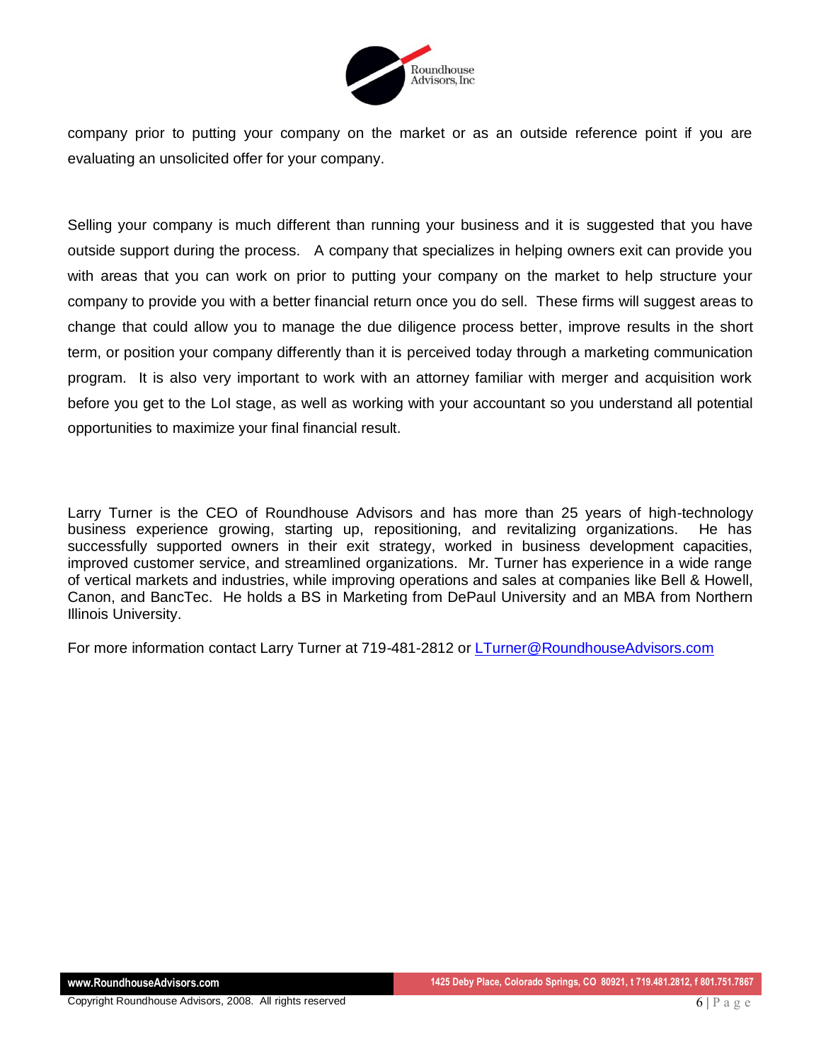company prior to putting your company on the market or as an outside reference point if you are evaluating an unsolicited offer for your company.

Selling your company is much different than running your business and it is suggested that you have outside support during the process. A company that specializes in helping owners exit can provide you with areas that you can work on prior to putting your company on the market to help structure your company to provide you with a better financial return once you do sell. These firms will suggest areas to change that could allow you to manage the due diligence process better, improve results in the short term, or position your company differently than it is perceived today through a marketing communication program. It is also very important to work with an attorney familiar with merger and acquisition work before you get to the LoI stage, as well as working with your accountant so you understand all potential opportunities to maximize your final financial result.

Larry Turner is the CEO of Roundhouse Advisors and has more than 25 years of high-technology business experience growing, starting up, repositioning, and revitalizing organizations. He has successfully supported owners in their exit strategy, worked in business development capacities, improved customer service, and streamlined organizations. Mr. Turner has experience in a wide range of vertical markets and industries, while improving operations and sales at companies like Bell & Howell, Canon, and BancTec. He holds a BS in Marketing from DePaul University and an MBA from Northern Illinois University.

For more information contact Larry Turner at 719-481-2812 or LTurner@RoundhouseAdvisors.com